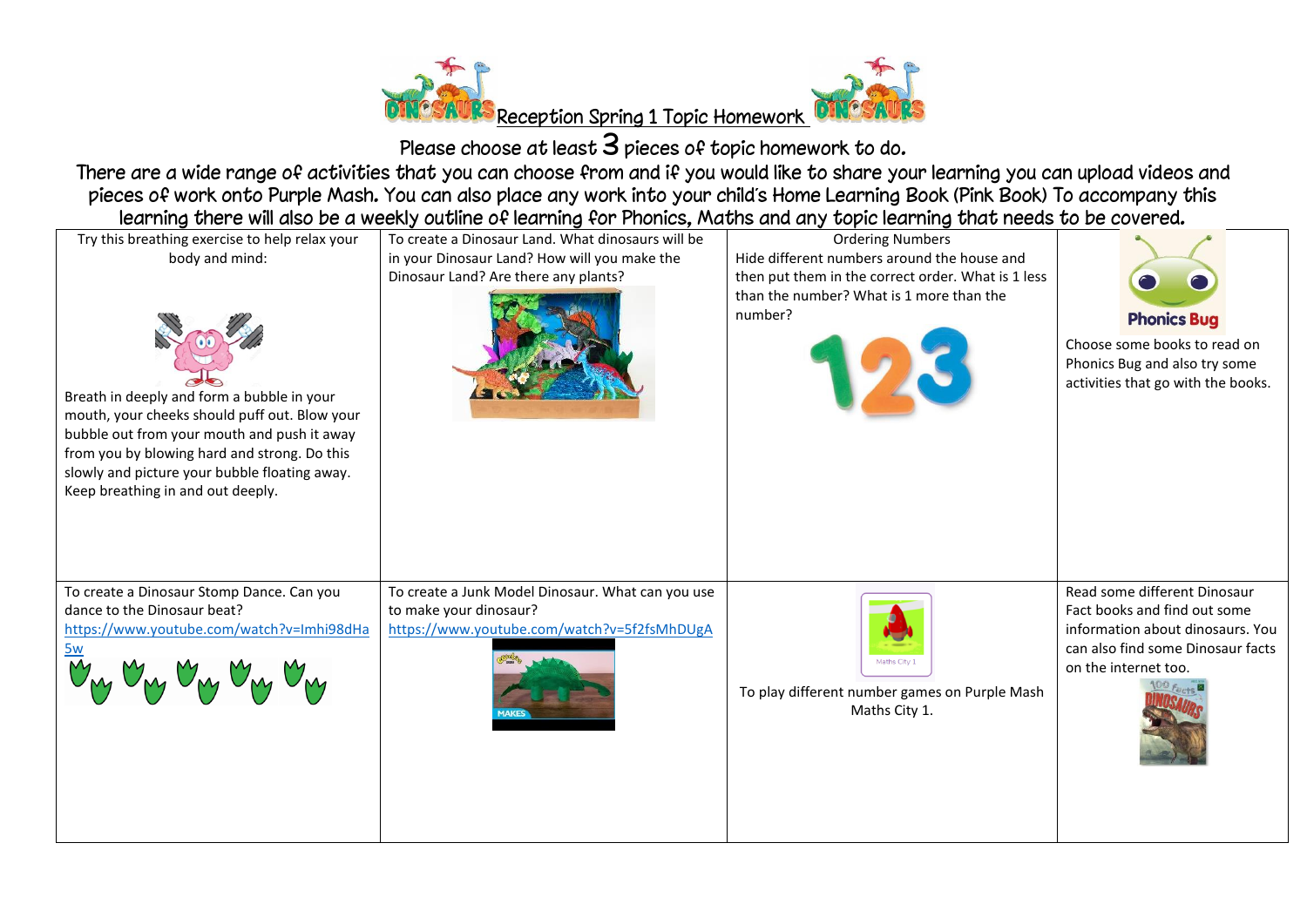# Reception Spring 1 Topic Homework

Please choose at least 3 pieces of topic homework to do.

There are a wide range of activities that you can choose from and if you would like to share your learning you can upload videos and pieces of work onto Purple Mash. You can also place any work into your child's Home Learning Book (Pink Book) To accompany this learning there will also be a weekly outline of learning for Phonics, Maths and any topic learning that needs to be covered.

| | | | |
|---|---|---|---|
| Try this breathing exercise to help relax your body and mind: Breath in deeply and form a bubble in your mouth, your cheeks should puff out. Blow your bubble out from your mouth and push it away from you by blowing hard and strong. Do this slowly and picture your bubble floating away. Keep breathing in and out deeply. | To create a Dinosaur Land. What dinosaurs will be in your Dinosaur Land? How will you make the Dinosaur Land? Are there any plants? | Ordering Numbers<br>Hide different numbers around the house and then put them in the correct order. What is 1 less than the number? What is 1 more than the number? | Phonics Bug<br>Choose some books to read on Phonics Bug and also try some activities that go with the books. |
| To create a Dinosaur Stomp Dance. Can you dance to the Dinosaur beat?<br>https://www.youtube.com/watch?v=Imhi98dHa5w | To create a Junk Model Dinosaur. What can you use to make your dinosaur?<br>https://www.youtube.com/watch?v=5f2fsMhDUgA | Maths City 1<br>To play different number games on Purple Mash Maths City 1. | Read some different Dinosaur Fact books and find out some information about dinosaurs. You can also find some Dinosaur facts on the internet too. |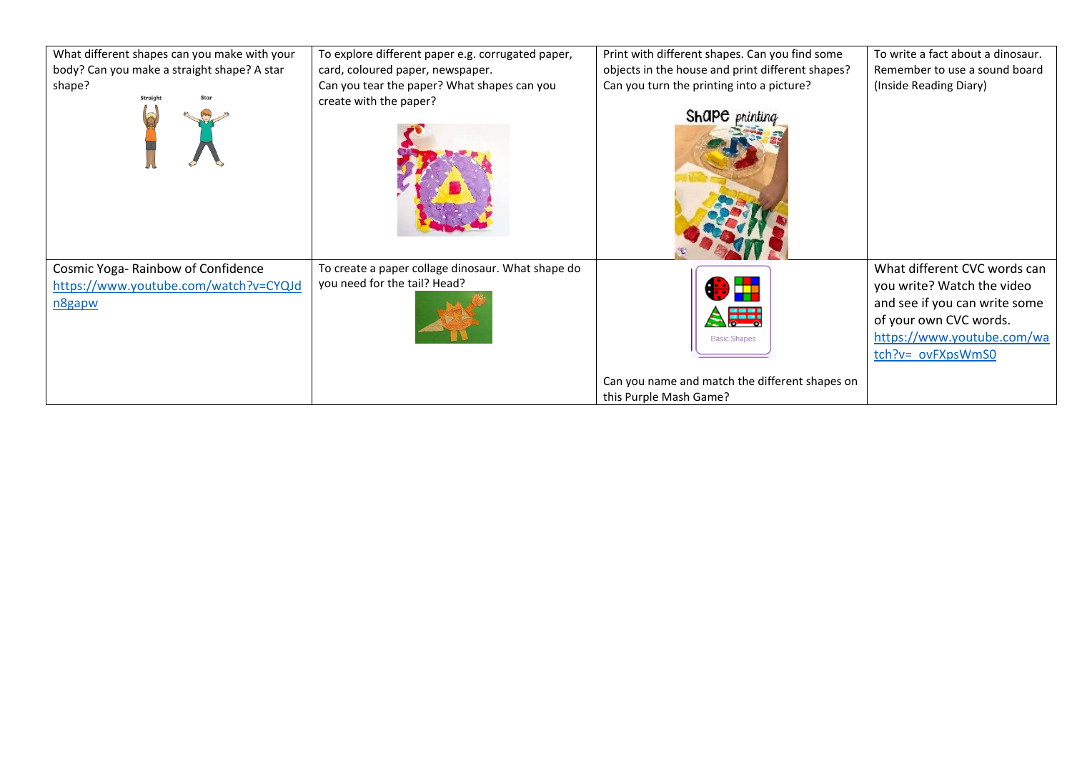| | | | |
|---|---|---|---|
| What different shapes can you make with your body? Can you make a straight shape? A star shape? Straight Star | To explore different paper e.g. corrugated paper, card, coloured paper, newspaper. Can you tear the paper? What shapes can you create with the paper? | Print with different shapes. Can you find some objects in the house and print different shapes? Can you turn the printing into a picture? Shape printing | To write a fact about a dinosaur. Remember to use a sound board (Inside Reading Diary) |
| Cosmic Yoga- Rainbow of Confidence https://www.youtube.com/watch?v=CYQJdn8gapw | To create a paper collage dinosaur. What shape do you need for the tail? Head? | Basic Shapes Can you name and match the different shapes on this Purple Mash Game? | What different CVC words can you write? Watch the video and see if you can write some of your own CVC words. https://www.youtube.com/watch?v=_ovFXpsWmS0 |